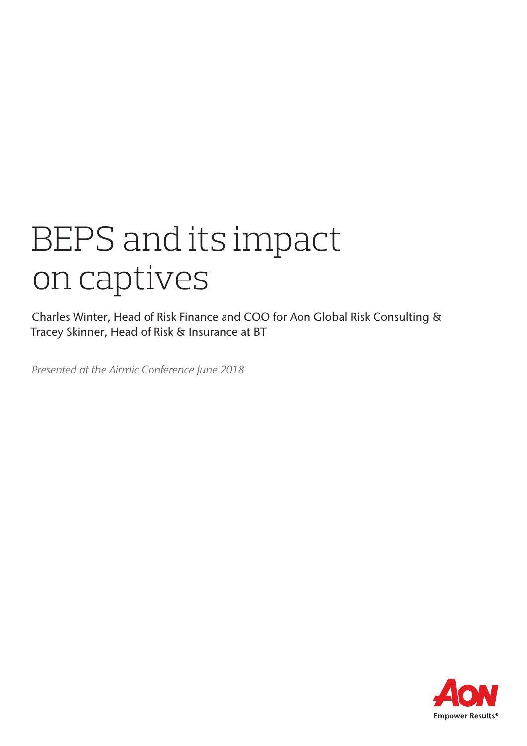# BEPS and its impact on captives

Charles Winter, Head of Risk Finance and COO for Aon Global Risk Consulting & Tracey Skinner, Head of Risk & Insurance at BT

*Presented at the Airmic Conference June 2018*

Empower Results®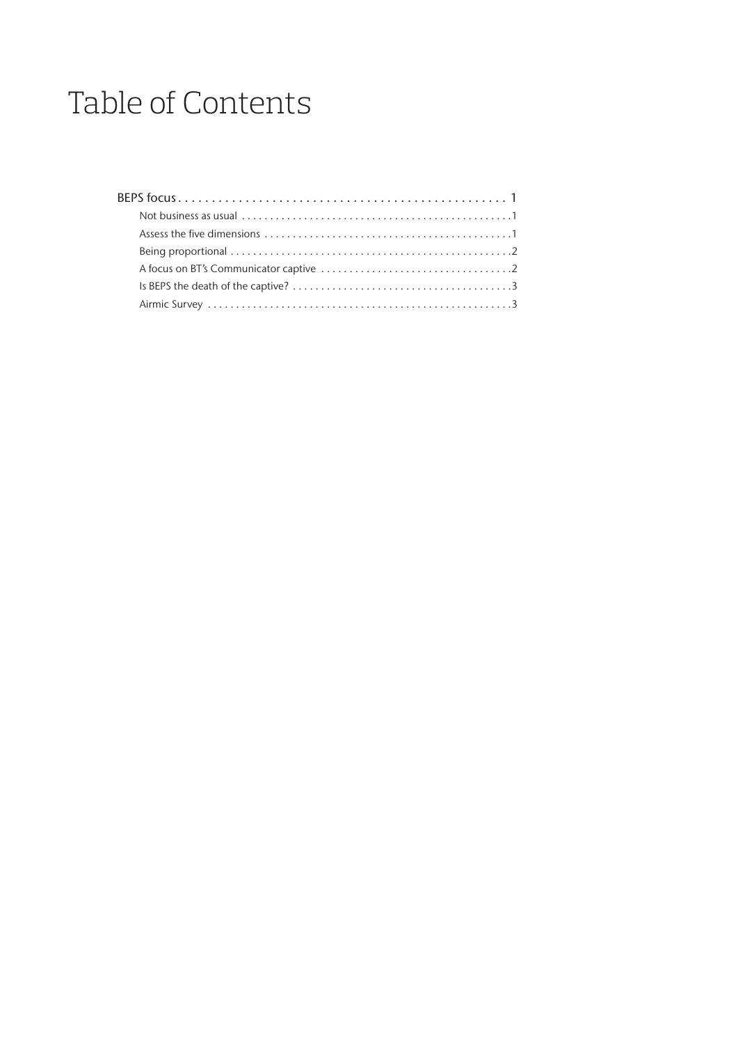# Table of Contents

BEPS focus . . . . . . . . . . . . . . . . . . . . . . . . . . . . . . . . . . . . . . . . . . . . . . . . . 1

- Not business as usual . . . . . . . . . . . . . . . . . . . . . . . . . . . . . . . . . . . . . . . . . . . . . . . 1
- Assess the five dimensions . . . . . . . . . . . . . . . . . . . . . . . . . . . . . . . . . . . . . . . . . . . 1
- Being proportional . . . . . . . . . . . . . . . . . . . . . . . . . . . . . . . . . . . . . . . . . . . . . . . . . 2
- A focus on BT's Communicator captive . . . . . . . . . . . . . . . . . . . . . . . . . . . . . . . . . 2
- Is BEPS the death of the captive? . . . . . . . . . . . . . . . . . . . . . . . . . . . . . . . . . . . . . . 3
- Airmic Survey . . . . . . . . . . . . . . . . . . . . . . . . . . . . . . . . . . . . . . . . . . . . . . . . . . . . . 3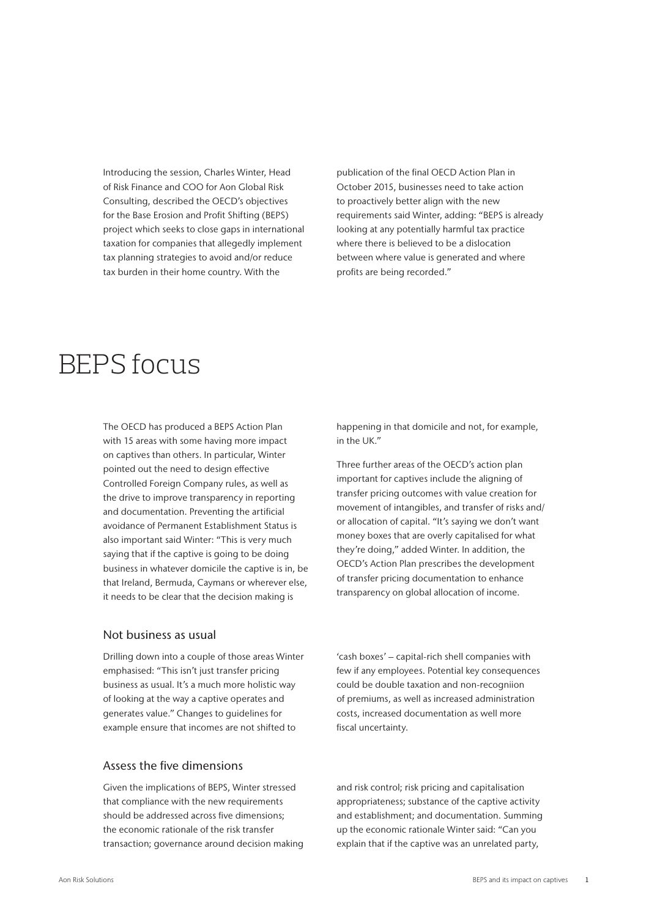Introducing the session, Charles Winter, Head of Risk Finance and COO for Aon Global Risk Consulting, described the OECD's objectives for the Base Erosion and Profit Shifting (BEPS) project which seeks to close gaps in international taxation for companies that allegedly implement tax planning strategies to avoid and/or reduce tax burden in their home country. With the publication of the final OECD Action Plan in October 2015, businesses need to take action to proactively better align with the new requirements said Winter, adding: "BEPS is already looking at any potentially harmful tax practice where there is believed to be a dislocation between where value is generated and where profits are being recorded."

# BEPS focus

The OECD has produced a BEPS Action Plan with 15 areas with some having more impact on captives than others. In particular, Winter pointed out the need to design effective Controlled Foreign Company rules, as well as the drive to improve transparency in reporting and documentation. Preventing the artificial avoidance of Permanent Establishment Status is also important said Winter: "This is very much saying that if the captive is going to be doing business in whatever domicile the captive is in, be that Ireland, Bermuda, Caymans or wherever else, it needs to be clear that the decision making is happening in that domicile and not, for example, in the UK."

Three further areas of the OECD's action plan important for captives include the aligning of transfer pricing outcomes with value creation for movement of intangibles, and transfer of risks and/or allocation of capital. "It's saying we don't want money boxes that are overly capitalised for what they're doing," added Winter. In addition, the OECD's Action Plan prescribes the development of transfer pricing documentation to enhance transparency on global allocation of income.

## Not business as usual

Drilling down into a couple of those areas Winter emphasised: "This isn't just transfer pricing business as usual. It's a much more holistic way of looking at the way a captive operates and generates value." Changes to guidelines for example ensure that incomes are not shifted to 'cash boxes' – capital-rich shell companies with few if any employees. Potential key consequences could be double taxation and non-recogniion of premiums, as well as increased administration costs, increased documentation as well more fiscal uncertainty.

## Assess the five dimensions

Given the implications of BEPS, Winter stressed that compliance with the new requirements should be addressed across five dimensions; the economic rationale of the risk transfer transaction; governance around decision making and risk control; risk pricing and capitalisation appropriateness; substance of the captive activity and establishment; and documentation. Summing up the economic rationale Winter said: "Can you explain that if the captive was an unrelated party,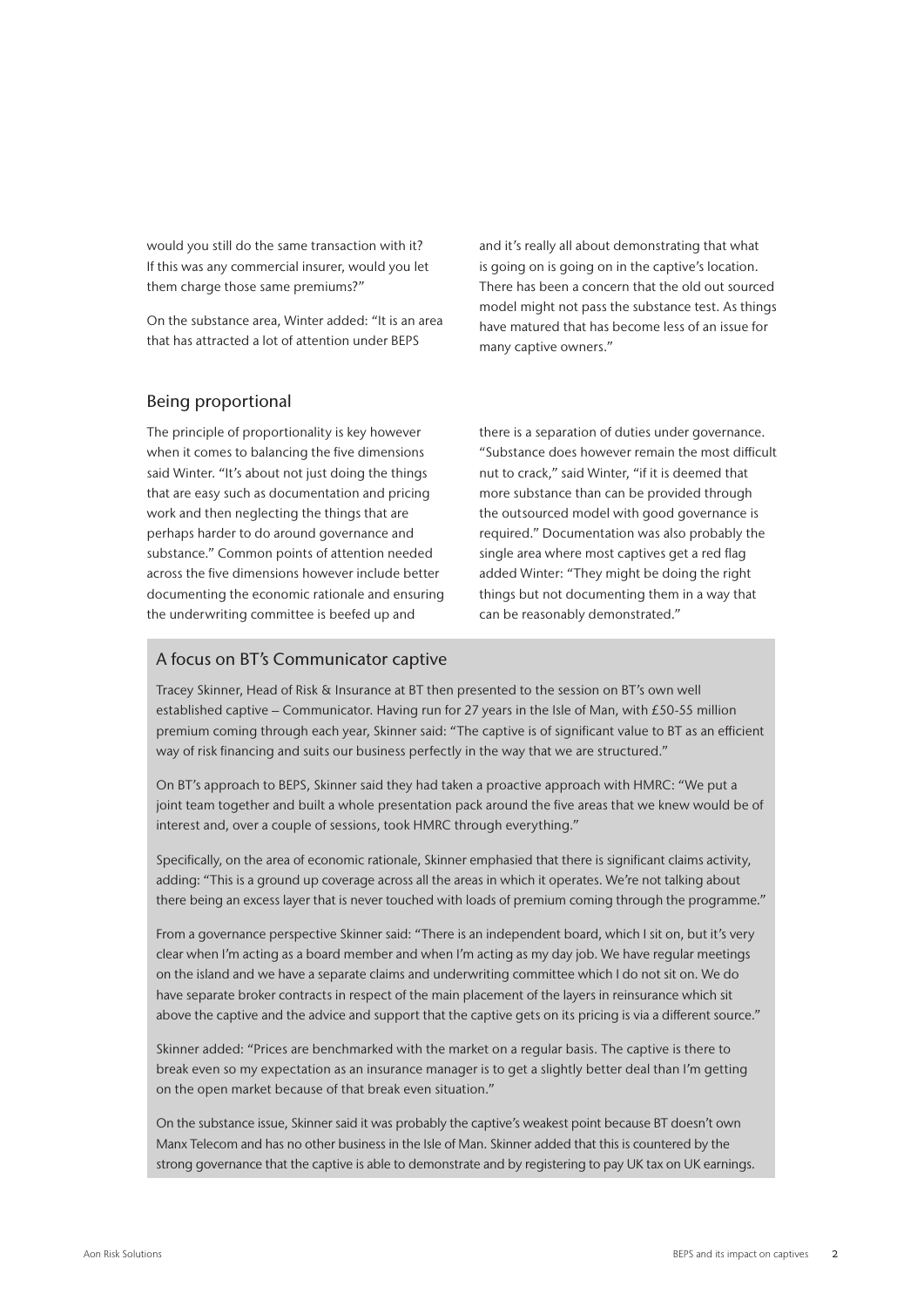would you still do the same transaction with it? If this was any commercial insurer, would you let them charge those same premiums?"

On the substance area, Winter added: "It is an area that has attracted a lot of attention under BEPS and it's really all about demonstrating that what is going on is going on in the captive's location. There has been a concern that the old out sourced model might not pass the substance test. As things have matured that has become less of an issue for many captive owners."

## Being proportional

The principle of proportionality is key however when it comes to balancing the five dimensions said Winter. "It's about not just doing the things that are easy such as documentation and pricing work and then neglecting the things that are perhaps harder to do around governance and substance." Common points of attention needed across the five dimensions however include better documenting the economic rationale and ensuring the underwriting committee is beefed up and there is a separation of duties under governance. "Substance does however remain the most difficult nut to crack," said Winter, "if it is deemed that more substance than can be provided through the outsourced model with good governance is required." Documentation was also probably the single area where most captives get a red flag added Winter: "They might be doing the right things but not documenting them in a way that can be reasonably demonstrated."

## A focus on BT's Communicator captive

Tracey Skinner, Head of Risk & Insurance at BT then presented to the session on BT's own well established captive – Communicator. Having run for 27 years in the Isle of Man, with £50-55 million premium coming through each year, Skinner said: "The captive is of significant value to BT as an efficient way of risk financing and suits our business perfectly in the way that we are structured."

On BT's approach to BEPS, Skinner said they had taken a proactive approach with HMRC: "We put a joint team together and built a whole presentation pack around the five areas that we knew would be of interest and, over a couple of sessions, took HMRC through everything."

Specifically, on the area of economic rationale, Skinner emphasied that there is significant claims activity, adding: "This is a ground up coverage across all the areas in which it operates. We're not talking about there being an excess layer that is never touched with loads of premium coming through the programme."

From a governance perspective Skinner said: "There is an independent board, which I sit on, but it's very clear when I'm acting as a board member and when I'm acting as my day job. We have regular meetings on the island and we have a separate claims and underwriting committee which I do not sit on. We do have separate broker contracts in respect of the main placement of the layers in reinsurance which sit above the captive and the advice and support that the captive gets on its pricing is via a different source."

Skinner added: "Prices are benchmarked with the market on a regular basis. The captive is there to break even so my expectation as an insurance manager is to get a slightly better deal than I'm getting on the open market because of that break even situation."

On the substance issue, Skinner said it was probably the captive's weakest point because BT doesn't own Manx Telecom and has no other business in the Isle of Man. Skinner added that this is countered by the strong governance that the captive is able to demonstrate and by registering to pay UK tax on UK earnings.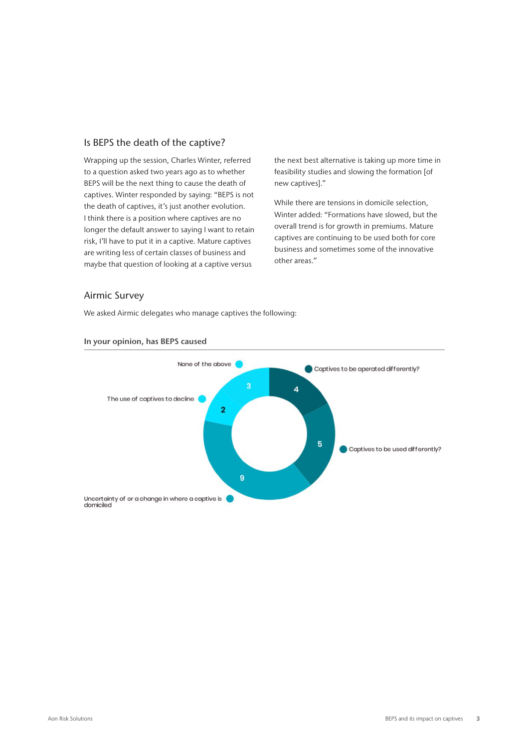## Is BEPS the death of the captive?

Wrapping up the session, Charles Winter, referred to a question asked two years ago as to whether BEPS will be the next thing to cause the death of captives. Winter responded by saying: "BEPS is not the death of captives, it's just another evolution. I think there is a position where captives are no longer the default answer to saying I want to retain risk, I'll have to put it in a captive. Mature captives are writing less of certain classes of business and maybe that question of looking at a captive versus the next best alternative is taking up more time in feasibility studies and slowing the formation [of new captives]."

While there are tensions in domicile selection, Winter added: "Formations have slowed, but the overall trend is for growth in premiums. Mature captives are continuing to be used both for core business and sometimes some of the innovative other areas."

## Airmic Survey

We asked Airmic delegates who manage captives the following:

**In your opinion, has BEPS caused**

| Response | Count |
| --- | --- |
| Captives to be operated differently? | 4 |
| Captives to be used differently? | 5 |
| Uncertainty of or a change in where a captive is domiciled | 9 |
| The use of captives to decline | 2 |
| None of the above | 3 |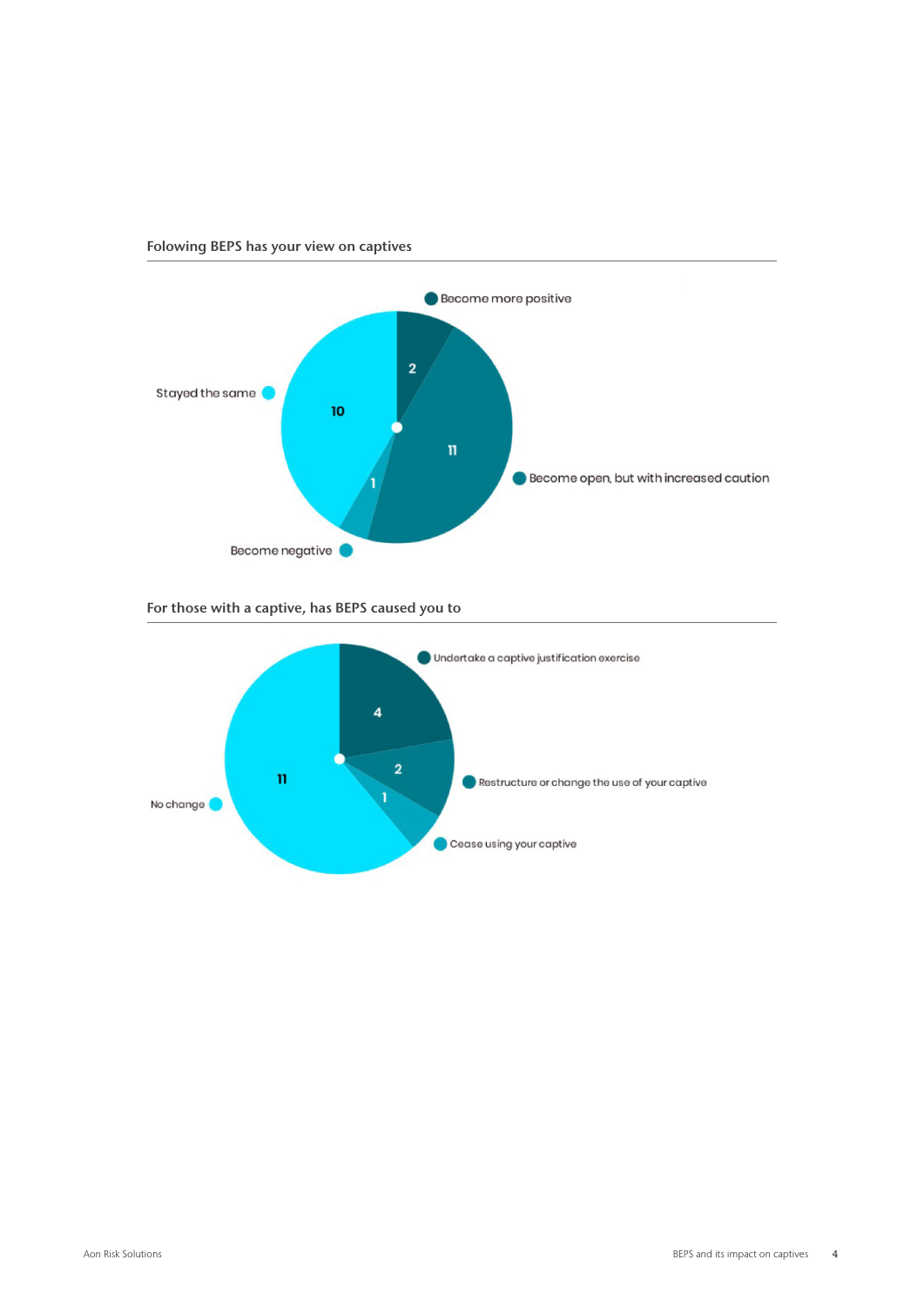### Folowing BEPS has your view on captives

| Response | Count |
| --- | --- |
| Become more positive | 2 |
| Become open, but with increased caution | 11 |
| Become negative | 1 |
| Stayed the same | 10 |

### For those with a captive, has BEPS caused you to

| Response | Count |
| --- | --- |
| Undertake a captive justification exercise | 4 |
| Restructure or change the use of your captive | 2 |
| Cease using your captive | 1 |
| No change | 11 |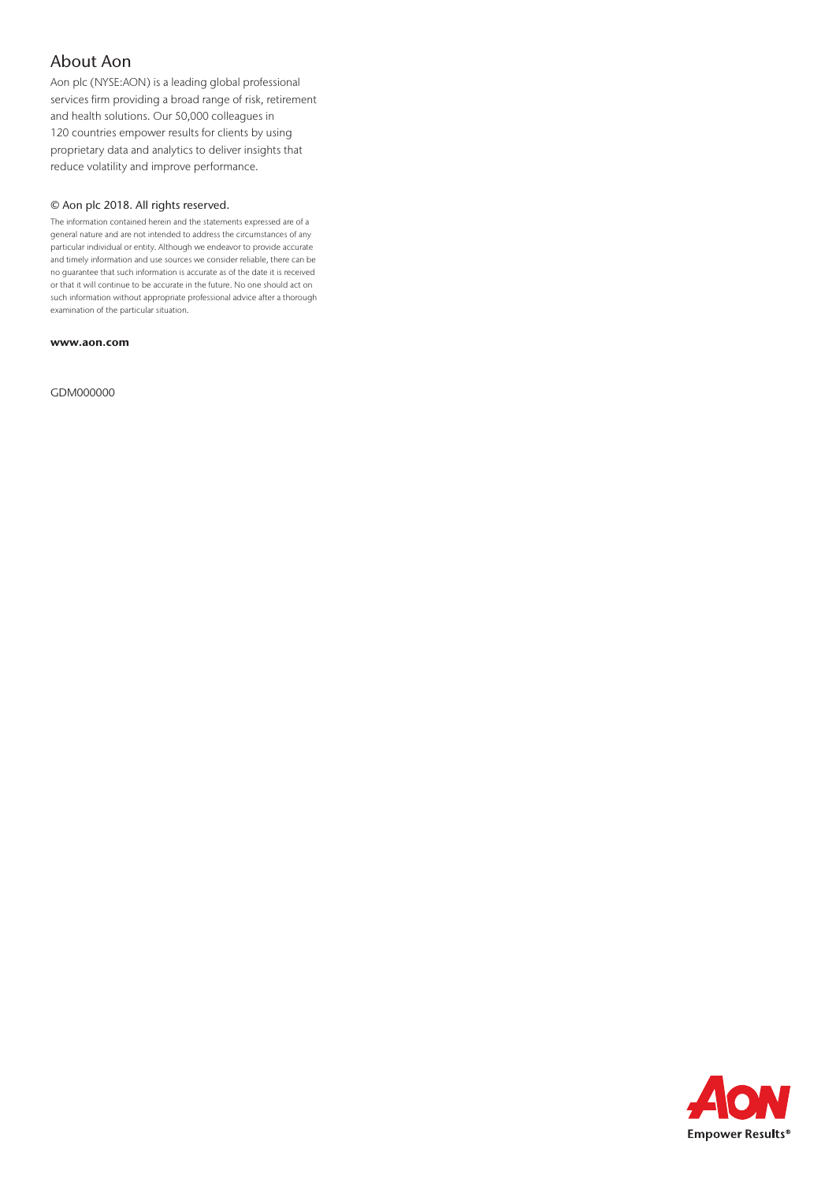## About Aon

Aon plc (NYSE:AON) is a leading global professional services firm providing a broad range of risk, retirement and health solutions. Our 50,000 colleagues in 120 countries empower results for clients by using proprietary data and analytics to deliver insights that reduce volatility and improve performance.

© Aon plc 2018. All rights reserved.

The information contained herein and the statements expressed are of a general nature and are not intended to address the circumstances of any particular individual or entity. Although we endeavor to provide accurate and timely information and use sources we consider reliable, there can be no guarantee that such information is accurate as of the date it is received or that it will continue to be accurate in the future. No one should act on such information without appropriate professional advice after a thorough examination of the particular situation.

**www.aon.com**

GDM000000

AON

Empower Results®